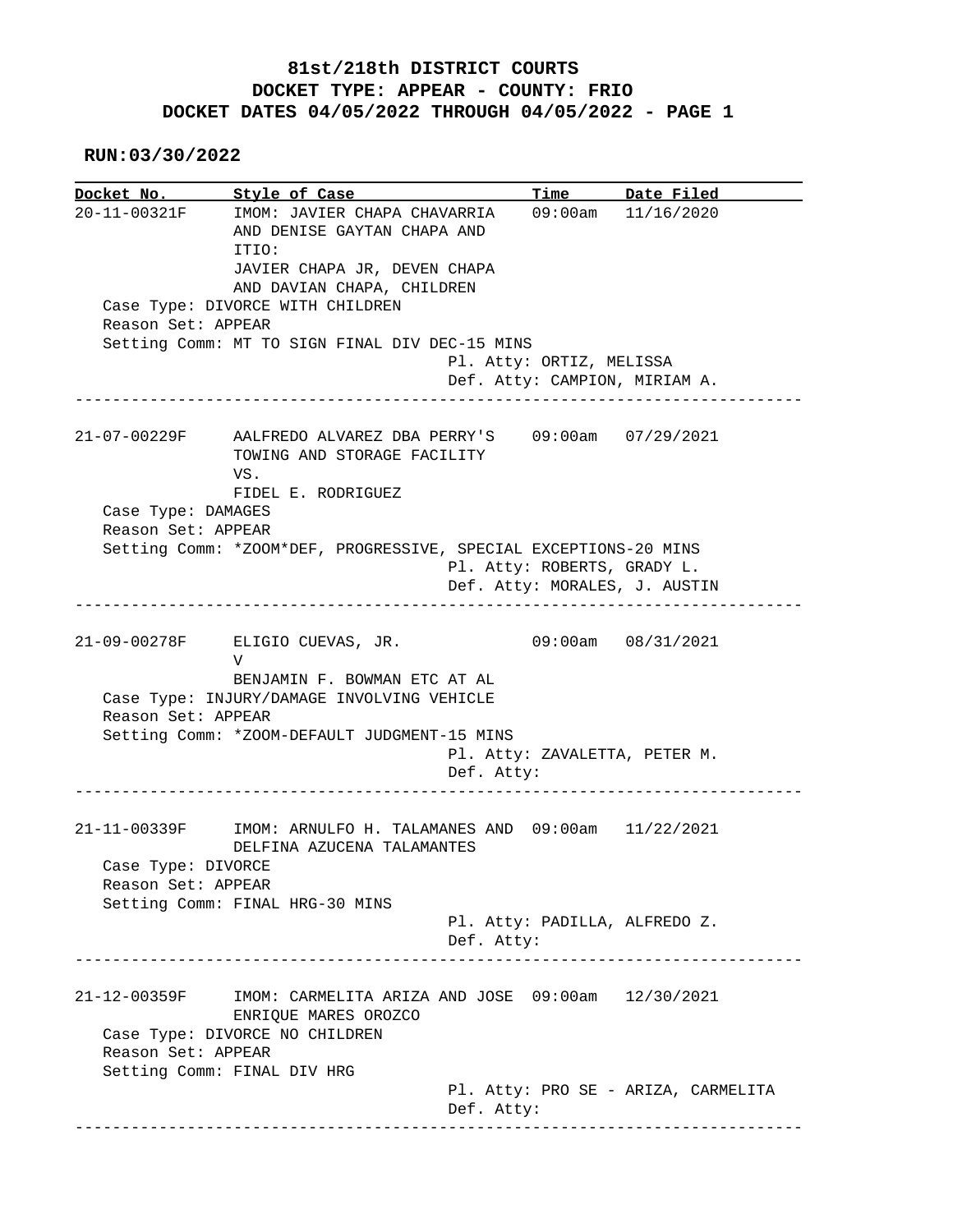# 81st/218th DISTRICT COURTS
## DOCKET TYPE: APPEAR - COUNTY: FRIO
## DOCKET DATES 04/05/2022 THROUGH 04/05/2022 - PAGE 1

**RUN:03/30/2022**

| Docket No. | Style of Case | Time | Date Filed |
|---|---|---|---|
| 20-11-00321F | IMOM: JAVIER CHAPA CHAVARRIA AND DENISE GAYTAN CHAPA AND ITIO: JAVIER CHAPA JR, DEVEN CHAPA AND DAVIAN CHAPA, CHILDREN | 09:00am | 11/16/2020 |

Case Type: DIVORCE WITH CHILDREN
Reason Set: APPEAR
Setting Comm: MT TO SIGN FINAL DIV DEC-15 MINS
Pl. Atty: ORTIZ, MELISSA
Def. Atty: CAMPION, MIRIAM A.

---

| Docket No. | Style of Case | Time | Date Filed |
|---|---|---|---|
| 21-07-00229F | AALFREDO ALVAREZ DBA PERRY'S TOWING AND STORAGE FACILITY VS. FIDEL E. RODRIGUEZ | 09:00am | 07/29/2021 |

Case Type: DAMAGES
Reason Set: APPEAR
Setting Comm: *ZOOM*DEF, PROGRESSIVE, SPECIAL EXCEPTIONS-20 MINS
Pl. Atty: ROBERTS, GRADY L.
Def. Atty: MORALES, J. AUSTIN

---

| Docket No. | Style of Case | Time | Date Filed |
|---|---|---|---|
| 21-09-00278F | ELIGIO CUEVAS, JR. V BENJAMIN F. BOWMAN ETC AT AL | 09:00am | 08/31/2021 |

Case Type: INJURY/DAMAGE INVOLVING VEHICLE
Reason Set: APPEAR
Setting Comm: *ZOOM-DEFAULT JUDGMENT-15 MINS
Pl. Atty: ZAVALETTA, PETER M.
Def. Atty:

---

| Docket No. | Style of Case | Time | Date Filed |
|---|---|---|---|
| 21-11-00339F | IMOM: ARNULFO H. TALAMANES AND DELFINA AZUCENA TALAMANTES | 09:00am | 11/22/2021 |

Case Type: DIVORCE
Reason Set: APPEAR
Setting Comm: FINAL HRG-30 MINS
Pl. Atty: PADILLA, ALFREDO Z.
Def. Atty:

---

| Docket No. | Style of Case | Time | Date Filed |
|---|---|---|---|
| 21-12-00359F | IMOM: CARMELITA ARIZA AND JOSE ENRIQUE MARES OROZCO | 09:00am | 12/30/2021 |

Case Type: DIVORCE NO CHILDREN
Reason Set: APPEAR
Setting Comm: FINAL DIV HRG
Pl. Atty: PRO SE - ARIZA, CARMELITA
Def. Atty:

---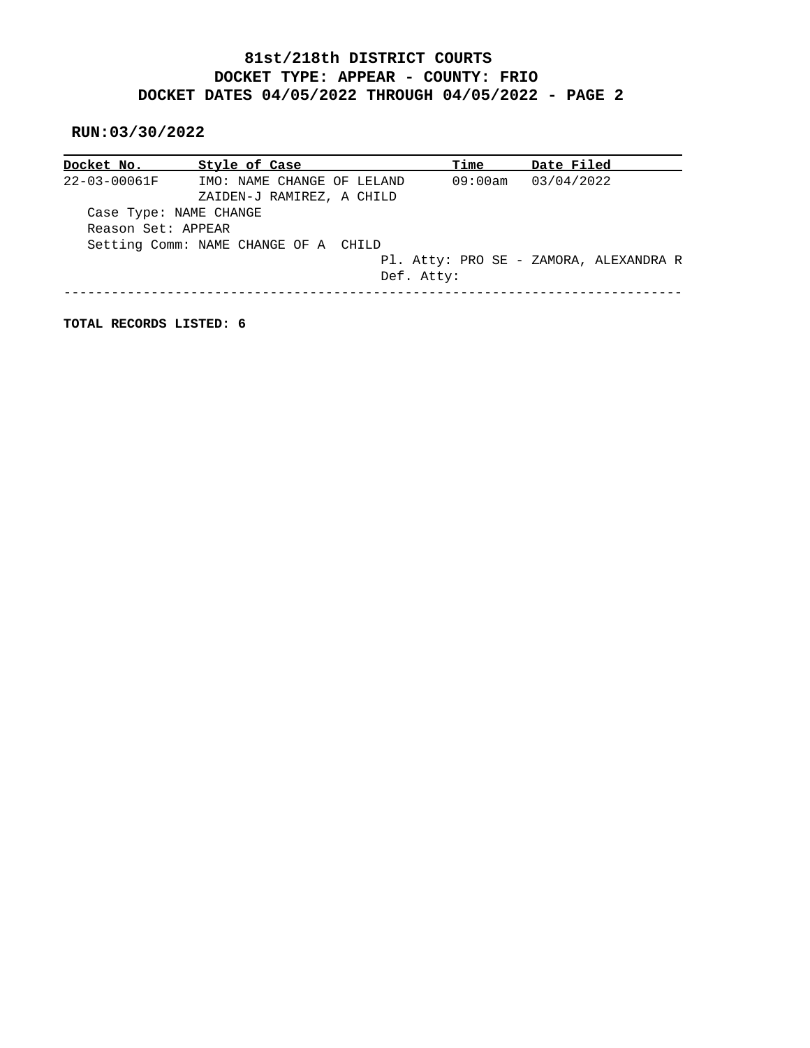**81st/218th DISTRICT COURTS**
**DOCKET TYPE: APPEAR - COUNTY: FRIO**
**DOCKET DATES 04/05/2022 THROUGH 04/05/2022 - PAGE 2**

**RUN:03/30/2022**

| Docket No. | Style of Case | Time | Date Filed |
|---|---|---|---|
| 22-03-00061F | IMO: NAME CHANGE OF LELAND ZAIDEN-J RAMIREZ, A CHILD | 09:00am | 03/04/2022 |

Case Type: NAME CHANGE
Reason Set: APPEAR
Setting Comm: NAME CHANGE OF A CHILD
Pl. Atty: PRO SE - ZAMORA, ALEXANDRA R
Def. Atty:

---

**TOTAL RECORDS LISTED: 6**